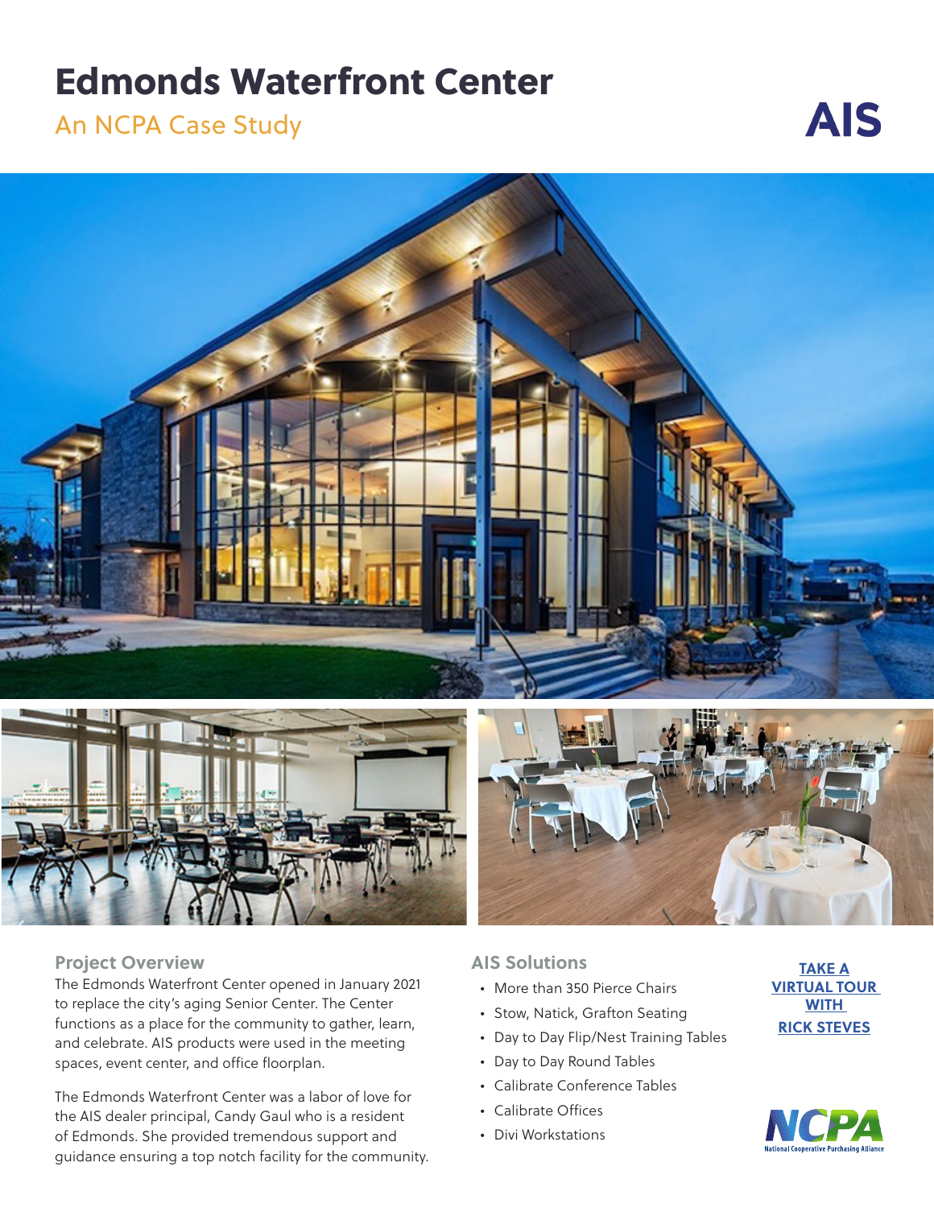# Edmonds Waterfront Center

## An NCPA Case Study

AIS

### Project Overview

The Edmonds Waterfront Center opened in January 2021 to replace the city's aging Senior Center. The Center functions as a place for the community to gather, learn, and celebrate. AIS products were used in the meeting spaces, event center, and office floorplan.

The Edmonds Waterfront Center was a labor of love for the AIS dealer principal, Candy Gaul who is a resident of Edmonds. She provided tremendous support and guidance ensuring a top notch facility for the community.

### AIS Solutions

- More than 350 Pierce Chairs
- Stow, Natick, Grafton Seating
- Day to Day Flip/Nest Training Tables
- Day to Day Round Tables
- Calibrate Conference Tables
- Calibrate Offices
- Divi Workstations

**TAKE A VIRTUAL TOUR WITH RICK STEVES**

NCPA
National Cooperative Purchasing Alliance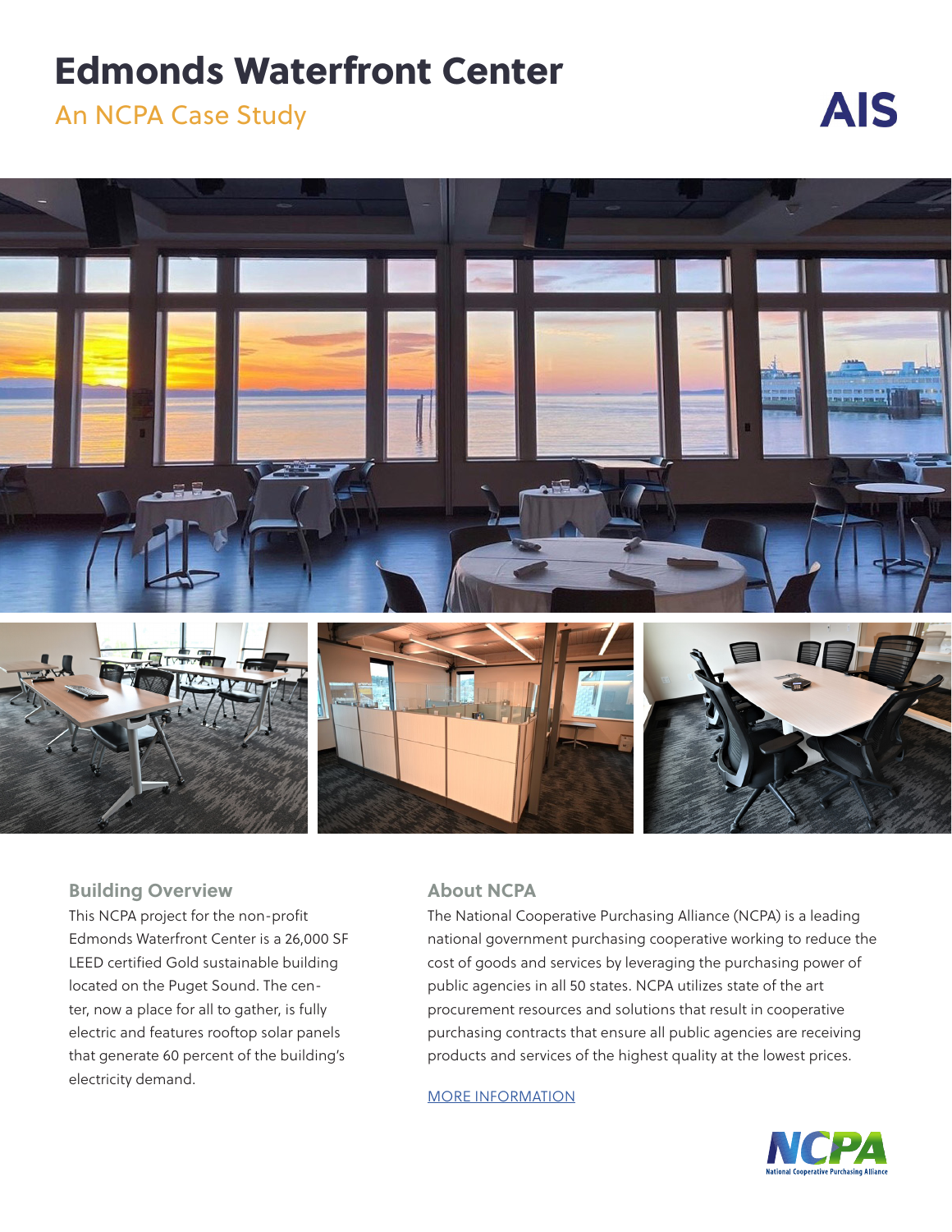# Edmonds Waterfront Center

An NCPA Case Study

AIS

## Building Overview

This NCPA project for the non-profit Edmonds Waterfront Center is a 26,000 SF LEED certified Gold sustainable building located on the Puget Sound. The center, now a place for all to gather, is fully electric and features rooftop solar panels that generate 60 percent of the building's electricity demand.

## About NCPA

The National Cooperative Purchasing Alliance (NCPA) is a leading national government purchasing cooperative working to reduce the cost of goods and services by leveraging the purchasing power of public agencies in all 50 states. NCPA utilizes state of the art procurement resources and solutions that result in cooperative purchasing contracts that ensure all public agencies are receiving products and services of the highest quality at the lowest prices.

MORE INFORMATION

NCPA
National Cooperative Purchasing Alliance